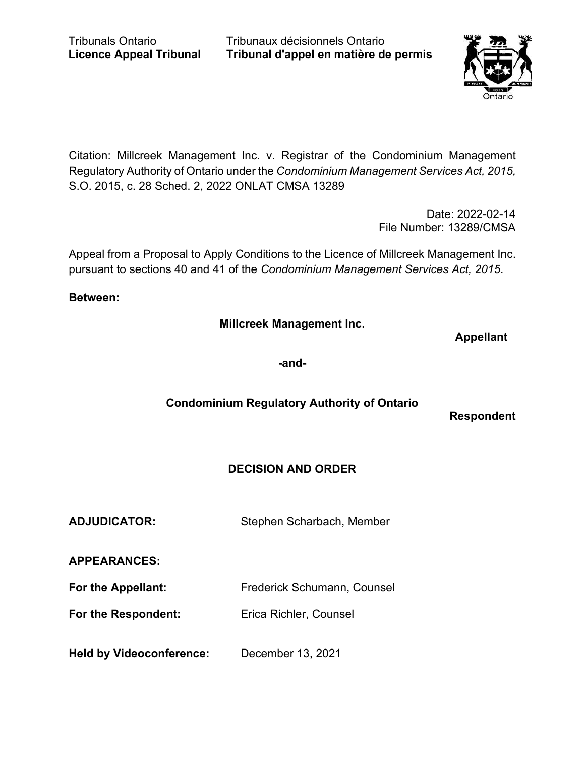Tribunals Ontario
**Licence Appeal Tribunal**

Tribunaux décisionnels Ontario
**Tribunal d'appel en matière de permis**

Citation: Millcreek Management Inc. v. Registrar of the Condominium Management Regulatory Authority of Ontario under the *Condominium Management Services Act, 2015,* S.O. 2015, c. 28 Sched. 2, 2022 ONLAT CMSA 13289

Date: 2022-02-14
File Number: 13289/CMSA

Appeal from a Proposal to Apply Conditions to the Licence of Millcreek Management Inc. pursuant to sections 40 and 41 of the *Condominium Management Services Act, 2015*.

**Between:**

**Millcreek Management Inc.**

**Appellant**

**-and-**

**Condominium Regulatory Authority of Ontario**

**Respondent**

## DECISION AND ORDER

**ADJUDICATOR:** Stephen Scharbach, Member

**APPEARANCES:**

**For the Appellant:** Frederick Schumann, Counsel

**For the Respondent:** Erica Richler, Counsel

**Held by Videoconference:** December 13, 2021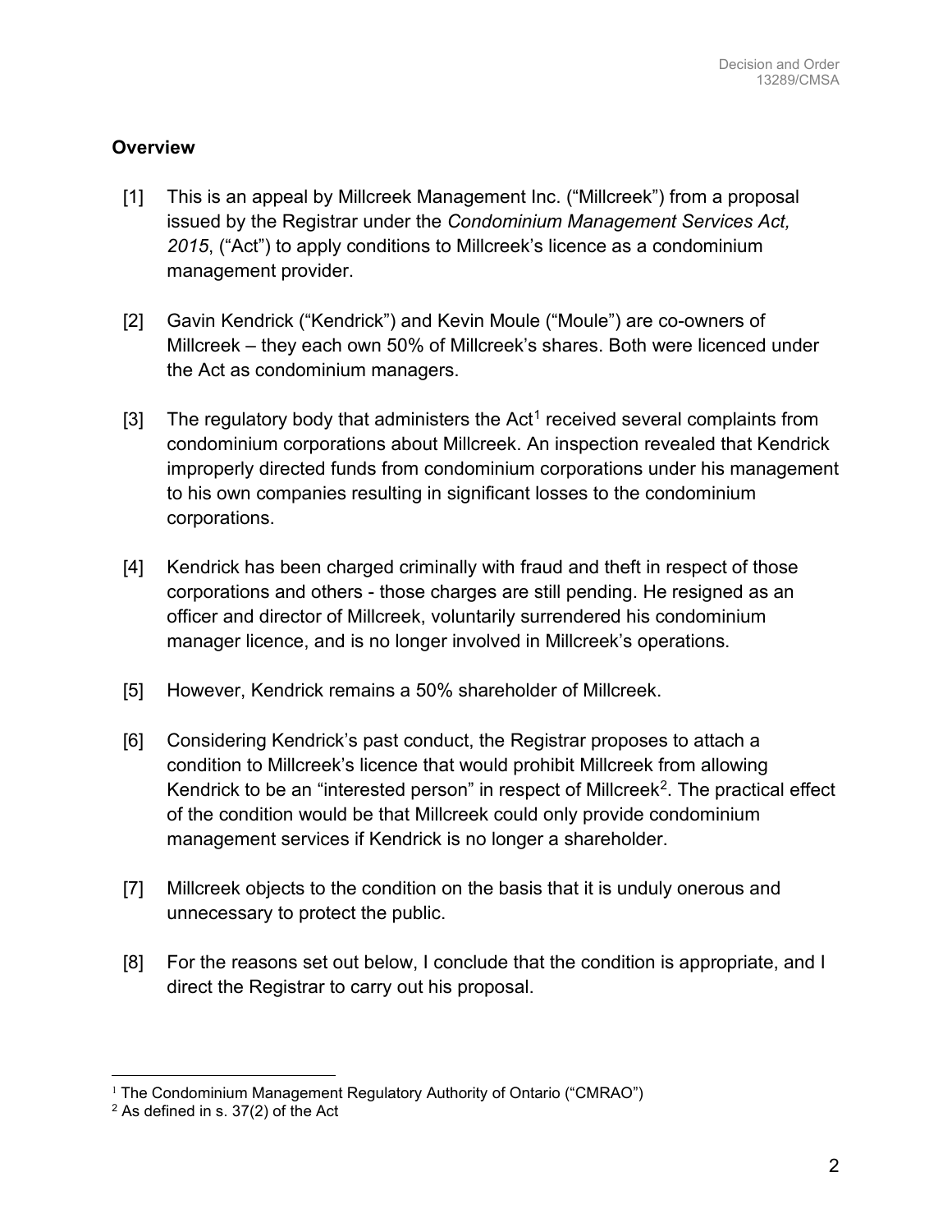## Overview

[1] This is an appeal by Millcreek Management Inc. ("Millcreek") from a proposal issued by the Registrar under the *Condominium Management Services Act, 2015*, ("Act") to apply conditions to Millcreek's licence as a condominium management provider.

[2] Gavin Kendrick ("Kendrick") and Kevin Moule ("Moule") are co-owners of Millcreek – they each own 50% of Millcreek's shares. Both were licenced under the Act as condominium managers.

[3] The regulatory body that administers the Act[1] received several complaints from condominium corporations about Millcreek. An inspection revealed that Kendrick improperly directed funds from condominium corporations under his management to his own companies resulting in significant losses to the condominium corporations.

[4] Kendrick has been charged criminally with fraud and theft in respect of those corporations and others - those charges are still pending. He resigned as an officer and director of Millcreek, voluntarily surrendered his condominium manager licence, and is no longer involved in Millcreek's operations.

[5] However, Kendrick remains a 50% shareholder of Millcreek.

[6] Considering Kendrick's past conduct, the Registrar proposes to attach a condition to Millcreek's licence that would prohibit Millcreek from allowing Kendrick to be an "interested person" in respect of Millcreek[2]. The practical effect of the condition would be that Millcreek could only provide condominium management services if Kendrick is no longer a shareholder.

[7] Millcreek objects to the condition on the basis that it is unduly onerous and unnecessary to protect the public.

[8] For the reasons set out below, I conclude that the condition is appropriate, and I direct the Registrar to carry out his proposal.

---

[1] The Condominium Management Regulatory Authority of Ontario ("CMRAO")

[2] As defined in s. 37(2) of the Act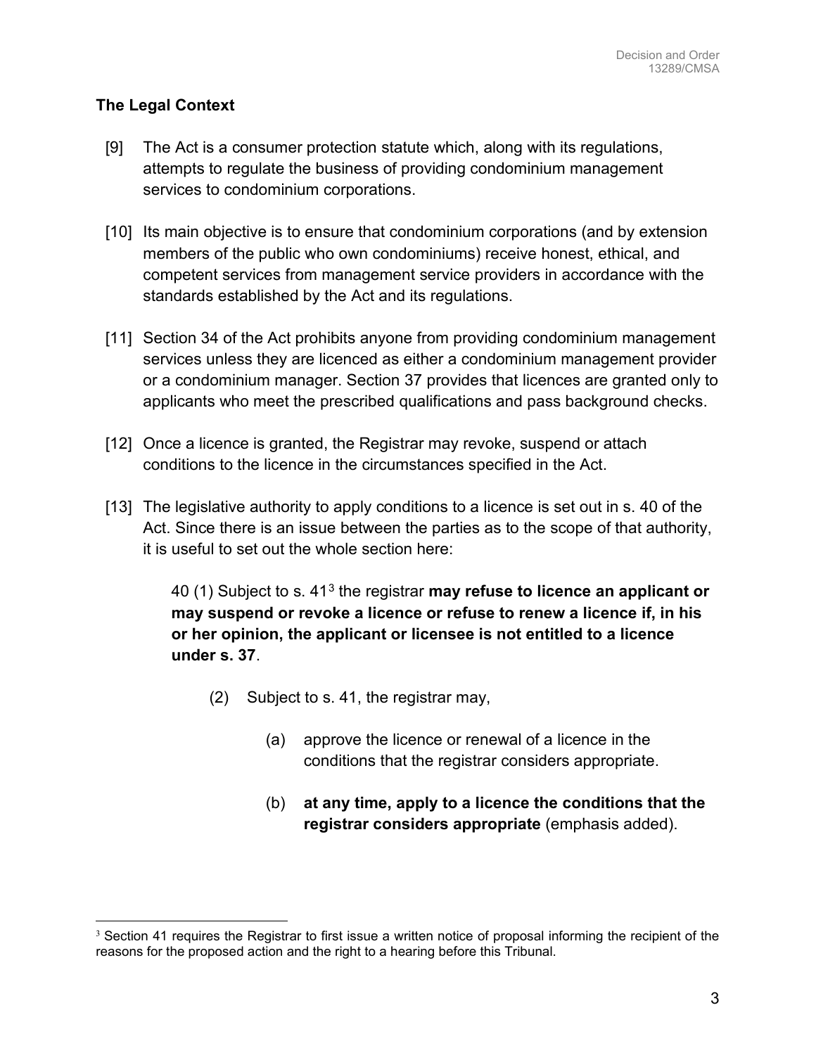## The Legal Context

[9] The Act is a consumer protection statute which, along with its regulations, attempts to regulate the business of providing condominium management services to condominium corporations.

[10] Its main objective is to ensure that condominium corporations (and by extension members of the public who own condominiums) receive honest, ethical, and competent services from management service providers in accordance with the standards established by the Act and its regulations.

[11] Section 34 of the Act prohibits anyone from providing condominium management services unless they are licenced as either a condominium management provider or a condominium manager. Section 37 provides that licences are granted only to applicants who meet the prescribed qualifications and pass background checks.

[12] Once a licence is granted, the Registrar may revoke, suspend or attach conditions to the licence in the circumstances specified in the Act.

[13] The legislative authority to apply conditions to a licence is set out in s. 40 of the Act. Since there is an issue between the parties as to the scope of that authority, it is useful to set out the whole section here:

> 40 (1) Subject to s. 41[3] the registrar **may refuse to licence an applicant or may suspend or revoke a licence or refuse to renew a licence if, in his or her opinion, the applicant or licensee is not entitled to a licence under s. 37**.
>
> (2) Subject to s. 41, the registrar may,
>
> (a) approve the licence or renewal of a licence in the conditions that the registrar considers appropriate.
>
> (b) **at any time, apply to a licence the conditions that the registrar considers appropriate** (emphasis added).

---

[3] Section 41 requires the Registrar to first issue a written notice of proposal informing the recipient of the reasons for the proposed action and the right to a hearing before this Tribunal.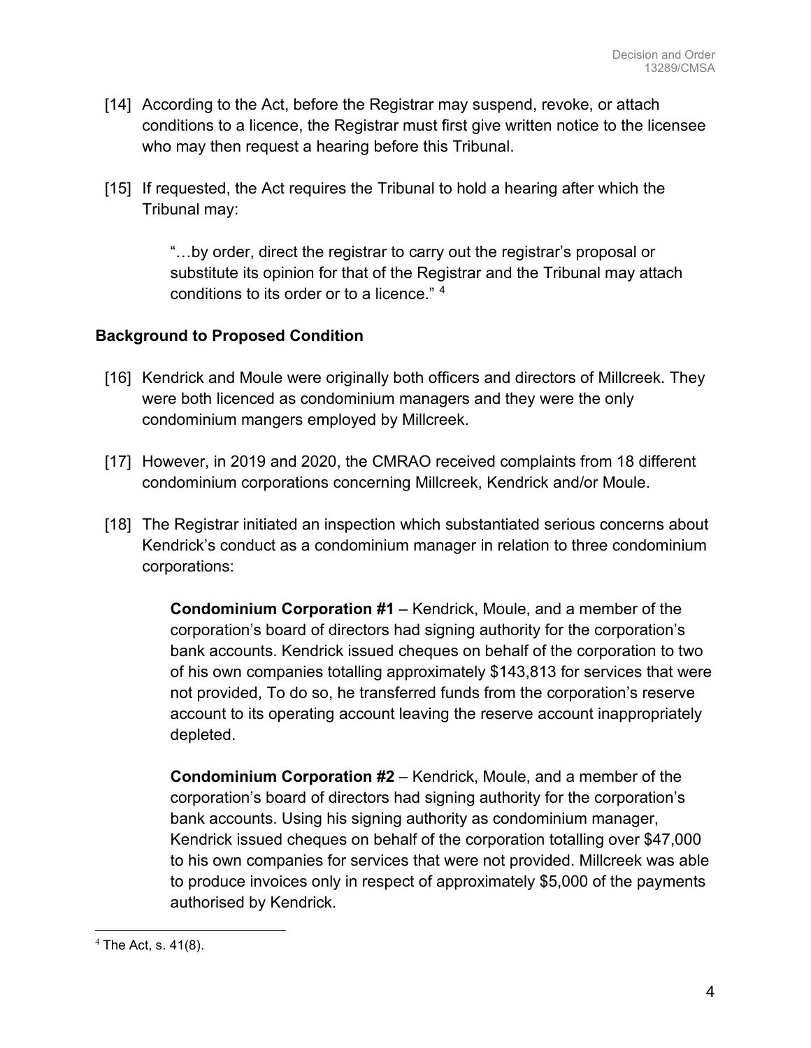[14] According to the Act, before the Registrar may suspend, revoke, or attach conditions to a licence, the Registrar must first give written notice to the licensee who may then request a hearing before this Tribunal.

[15] If requested, the Act requires the Tribunal to hold a hearing after which the Tribunal may:

> "…by order, direct the registrar to carry out the registrar's proposal or substitute its opinion for that of the Registrar and the Tribunal may attach conditions to its order or to a licence." [4]

## Background to Proposed Condition

[16] Kendrick and Moule were originally both officers and directors of Millcreek. They were both licenced as condominium managers and they were the only condominium mangers employed by Millcreek.

[17] However, in 2019 and 2020, the CMRAO received complaints from 18 different condominium corporations concerning Millcreek, Kendrick and/or Moule.

[18] The Registrar initiated an inspection which substantiated serious concerns about Kendrick's conduct as a condominium manager in relation to three condominium corporations:

> **Condominium Corporation #1** – Kendrick, Moule, and a member of the corporation's board of directors had signing authority for the corporation's bank accounts. Kendrick issued cheques on behalf of the corporation to two of his own companies totalling approximately $143,813 for services that were not provided, To do so, he transferred funds from the corporation's reserve account to its operating account leaving the reserve account inappropriately depleted.

> **Condominium Corporation #2** – Kendrick, Moule, and a member of the corporation's board of directors had signing authority for the corporation's bank accounts. Using his signing authority as condominium manager, Kendrick issued cheques on behalf of the corporation totalling over $47,000 to his own companies for services that were not provided. Millcreek was able to produce invoices only in respect of approximately $5,000 of the payments authorised by Kendrick.

---

[4] The Act, s. 41(8).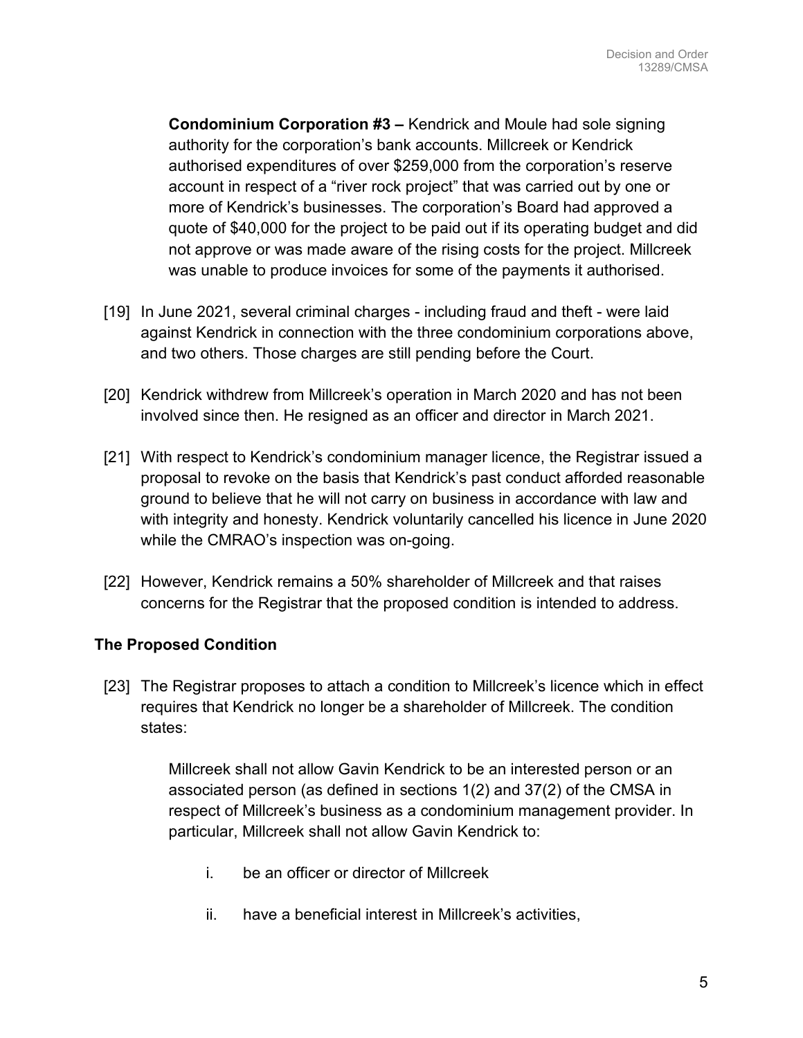**Condominium Corporation #3 –** Kendrick and Moule had sole signing authority for the corporation's bank accounts. Millcreek or Kendrick authorised expenditures of over $259,000 from the corporation's reserve account in respect of a "river rock project" that was carried out by one or more of Kendrick's businesses. The corporation's Board had approved a quote of $40,000 for the project to be paid out if its operating budget and did not approve or was made aware of the rising costs for the project. Millcreek was unable to produce invoices for some of the payments it authorised.

[19] In June 2021, several criminal charges - including fraud and theft - were laid against Kendrick in connection with the three condominium corporations above, and two others. Those charges are still pending before the Court.

[20] Kendrick withdrew from Millcreek's operation in March 2020 and has not been involved since then. He resigned as an officer and director in March 2021.

[21] With respect to Kendrick's condominium manager licence, the Registrar issued a proposal to revoke on the basis that Kendrick's past conduct afforded reasonable ground to believe that he will not carry on business in accordance with law and with integrity and honesty. Kendrick voluntarily cancelled his licence in June 2020 while the CMRAO's inspection was on-going.

[22] However, Kendrick remains a 50% shareholder of Millcreek and that raises concerns for the Registrar that the proposed condition is intended to address.

## The Proposed Condition

[23] The Registrar proposes to attach a condition to Millcreek's licence which in effect requires that Kendrick no longer be a shareholder of Millcreek. The condition states:

> Millcreek shall not allow Gavin Kendrick to be an interested person or an associated person (as defined in sections 1(2) and 37(2) of the CMSA in respect of Millcreek's business as a condominium management provider. In particular, Millcreek shall not allow Gavin Kendrick to:
>
> i. be an officer or director of Millcreek
>
> ii. have a beneficial interest in Millcreek's activities,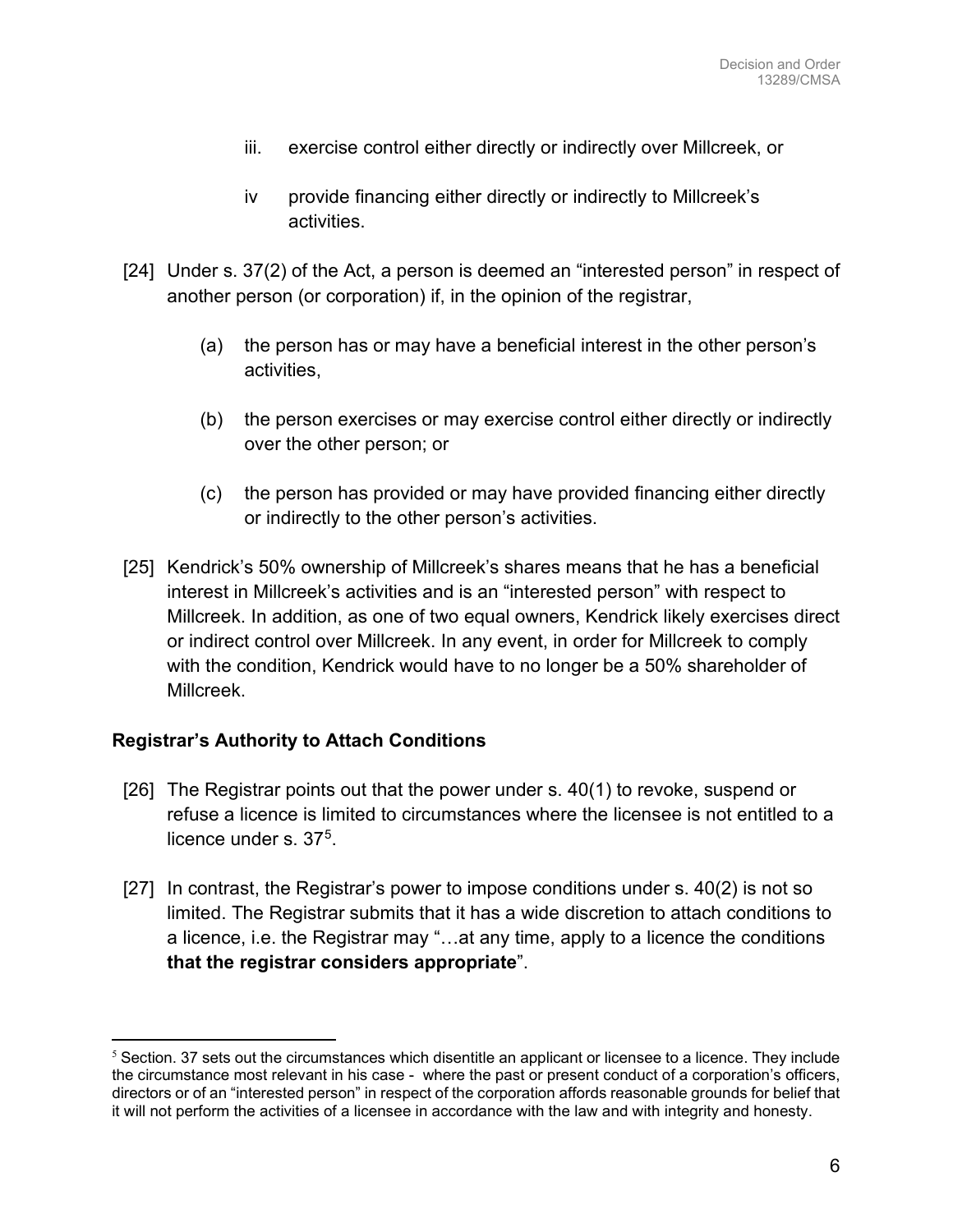iii. exercise control either directly or indirectly over Millcreek, or

iv provide financing either directly or indirectly to Millcreek's activities.

[24] Under s. 37(2) of the Act, a person is deemed an "interested person" in respect of another person (or corporation) if, in the opinion of the registrar,

(a) the person has or may have a beneficial interest in the other person's activities,

(b) the person exercises or may exercise control either directly or indirectly over the other person; or

(c) the person has provided or may have provided financing either directly or indirectly to the other person's activities.

[25] Kendrick's 50% ownership of Millcreek's shares means that he has a beneficial interest in Millcreek's activities and is an "interested person" with respect to Millcreek. In addition, as one of two equal owners, Kendrick likely exercises direct or indirect control over Millcreek. In any event, in order for Millcreek to comply with the condition, Kendrick would have to no longer be a 50% shareholder of Millcreek.

### Registrar's Authority to Attach Conditions

[26] The Registrar points out that the power under s. 40(1) to revoke, suspend or refuse a licence is limited to circumstances where the licensee is not entitled to a licence under s. 37[5].

[27] In contrast, the Registrar's power to impose conditions under s. 40(2) is not so limited. The Registrar submits that it has a wide discretion to attach conditions to a licence, i.e. the Registrar may "…at any time, apply to a licence the conditions **that the registrar considers appropriate**".

---

[5] Section. 37 sets out the circumstances which disentitle an applicant or licensee to a licence. They include the circumstance most relevant in his case - where the past or present conduct of a corporation's officers, directors or of an "interested person" in respect of the corporation affords reasonable grounds for belief that it will not perform the activities of a licensee in accordance with the law and with integrity and honesty.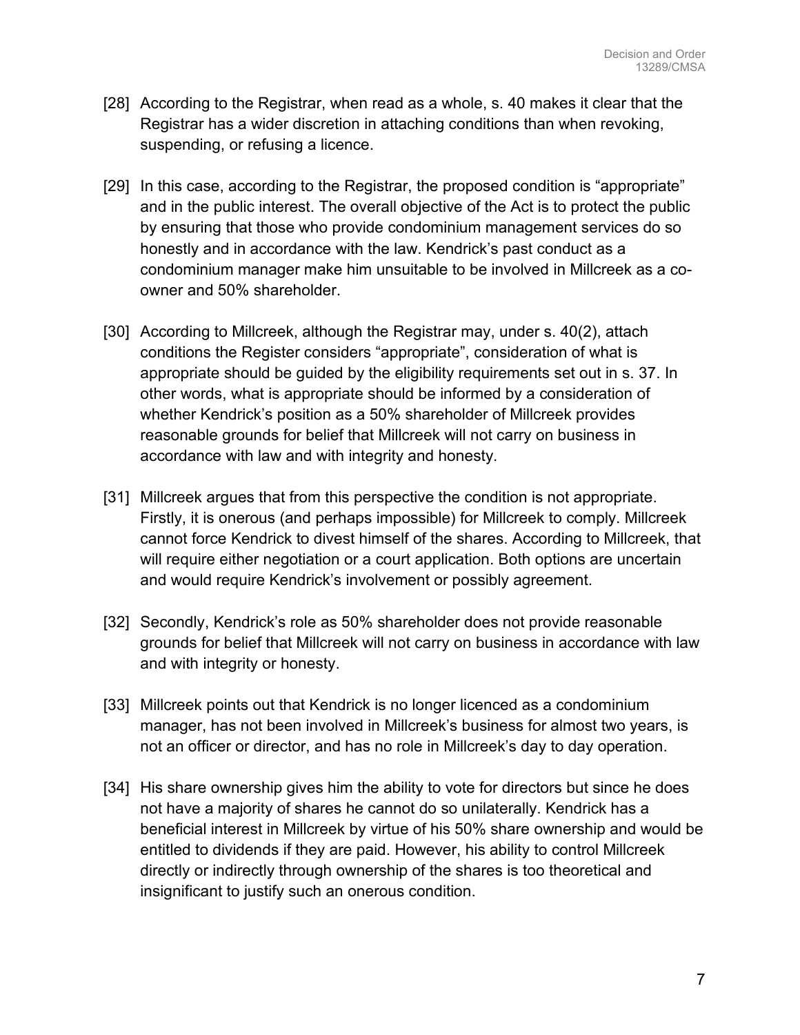[28] According to the Registrar, when read as a whole, s. 40 makes it clear that the Registrar has a wider discretion in attaching conditions than when revoking, suspending, or refusing a licence.

[29] In this case, according to the Registrar, the proposed condition is "appropriate" and in the public interest. The overall objective of the Act is to protect the public by ensuring that those who provide condominium management services do so honestly and in accordance with the law. Kendrick's past conduct as a condominium manager make him unsuitable to be involved in Millcreek as a co-owner and 50% shareholder.

[30] According to Millcreek, although the Registrar may, under s. 40(2), attach conditions the Register considers "appropriate", consideration of what is appropriate should be guided by the eligibility requirements set out in s. 37. In other words, what is appropriate should be informed by a consideration of whether Kendrick's position as a 50% shareholder of Millcreek provides reasonable grounds for belief that Millcreek will not carry on business in accordance with law and with integrity and honesty.

[31] Millcreek argues that from this perspective the condition is not appropriate. Firstly, it is onerous (and perhaps impossible) for Millcreek to comply. Millcreek cannot force Kendrick to divest himself of the shares. According to Millcreek, that will require either negotiation or a court application. Both options are uncertain and would require Kendrick's involvement or possibly agreement.

[32] Secondly, Kendrick's role as 50% shareholder does not provide reasonable grounds for belief that Millcreek will not carry on business in accordance with law and with integrity or honesty.

[33] Millcreek points out that Kendrick is no longer licenced as a condominium manager, has not been involved in Millcreek's business for almost two years, is not an officer or director, and has no role in Millcreek's day to day operation.

[34] His share ownership gives him the ability to vote for directors but since he does not have a majority of shares he cannot do so unilaterally. Kendrick has a beneficial interest in Millcreek by virtue of his 50% share ownership and would be entitled to dividends if they are paid. However, his ability to control Millcreek directly or indirectly through ownership of the shares is too theoretical and insignificant to justify such an onerous condition.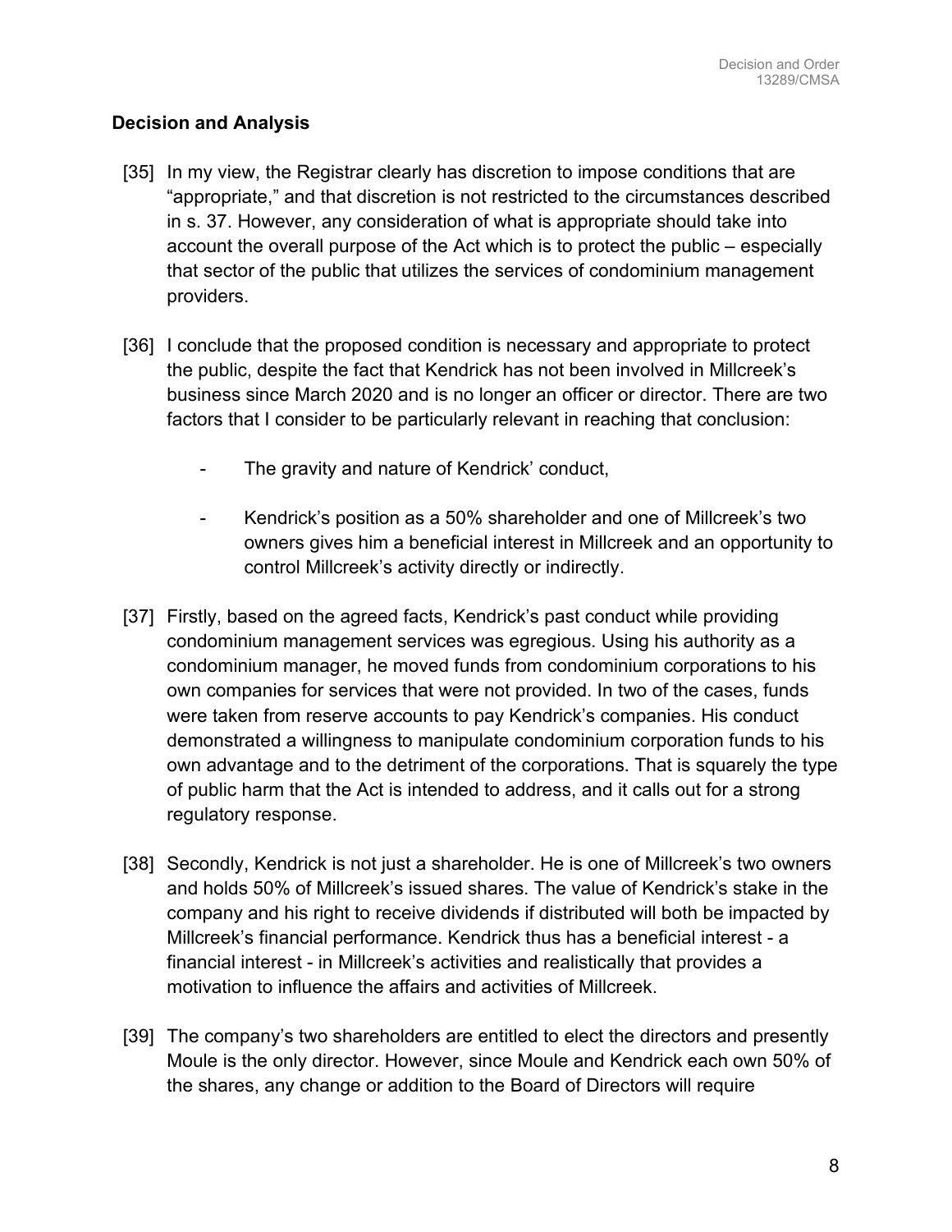## Decision and Analysis

[35] In my view, the Registrar clearly has discretion to impose conditions that are "appropriate," and that discretion is not restricted to the circumstances described in s. 37. However, any consideration of what is appropriate should take into account the overall purpose of the Act which is to protect the public – especially that sector of the public that utilizes the services of condominium management providers.

[36] I conclude that the proposed condition is necessary and appropriate to protect the public, despite the fact that Kendrick has not been involved in Millcreek's business since March 2020 and is no longer an officer or director. There are two factors that I consider to be particularly relevant in reaching that conclusion:

- The gravity and nature of Kendrick' conduct,
- Kendrick's position as a 50% shareholder and one of Millcreek's two owners gives him a beneficial interest in Millcreek and an opportunity to control Millcreek's activity directly or indirectly.

[37] Firstly, based on the agreed facts, Kendrick's past conduct while providing condominium management services was egregious. Using his authority as a condominium manager, he moved funds from condominium corporations to his own companies for services that were not provided. In two of the cases, funds were taken from reserve accounts to pay Kendrick's companies. His conduct demonstrated a willingness to manipulate condominium corporation funds to his own advantage and to the detriment of the corporations. That is squarely the type of public harm that the Act is intended to address, and it calls out for a strong regulatory response.

[38] Secondly, Kendrick is not just a shareholder. He is one of Millcreek's two owners and holds 50% of Millcreek's issued shares. The value of Kendrick's stake in the company and his right to receive dividends if distributed will both be impacted by Millcreek's financial performance. Kendrick thus has a beneficial interest - a financial interest - in Millcreek's activities and realistically that provides a motivation to influence the affairs and activities of Millcreek.

[39] The company's two shareholders are entitled to elect the directors and presently Moule is the only director. However, since Moule and Kendrick each own 50% of the shares, any change or addition to the Board of Directors will require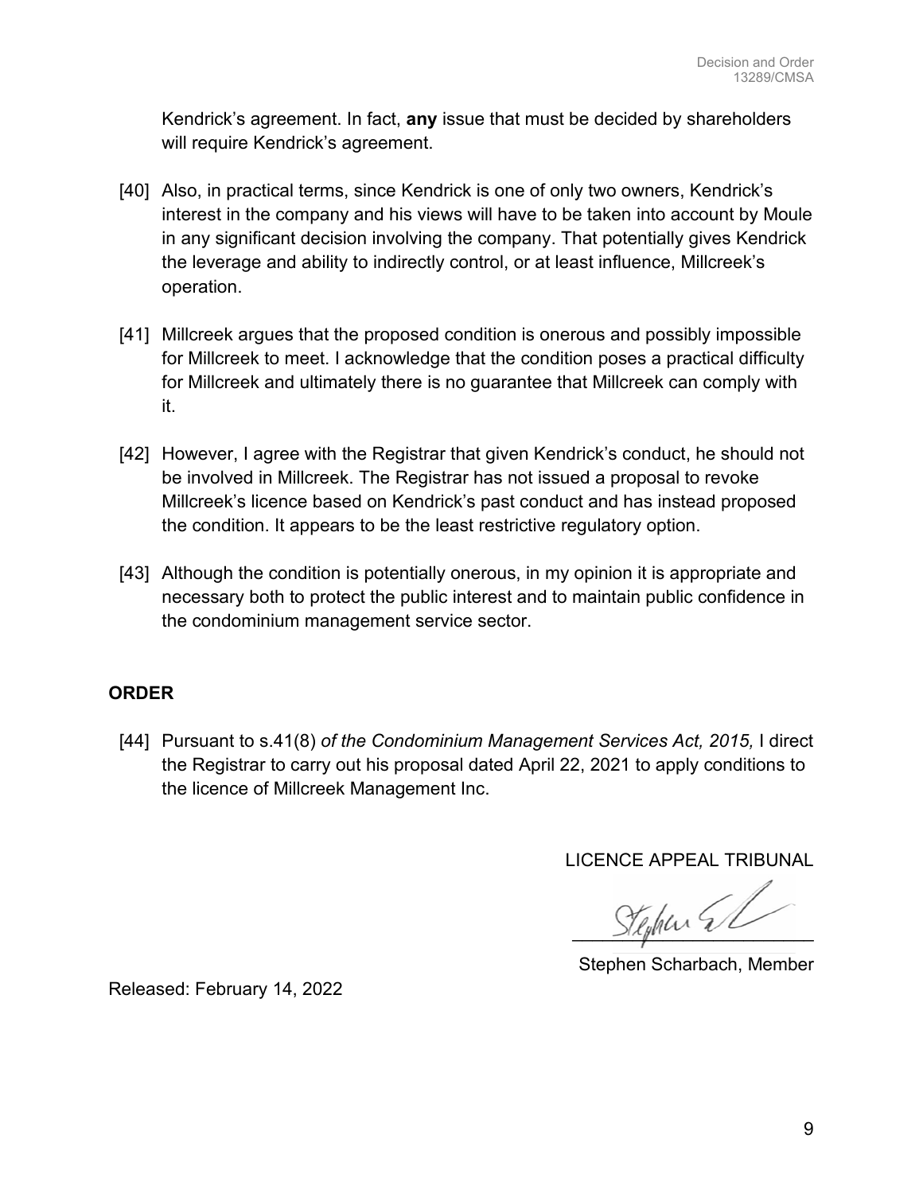Kendrick's agreement. In fact, **any** issue that must be decided by shareholders will require Kendrick's agreement.

[40] Also, in practical terms, since Kendrick is one of only two owners, Kendrick's interest in the company and his views will have to be taken into account by Moule in any significant decision involving the company. That potentially gives Kendrick the leverage and ability to indirectly control, or at least influence, Millcreek's operation.

[41] Millcreek argues that the proposed condition is onerous and possibly impossible for Millcreek to meet. I acknowledge that the condition poses a practical difficulty for Millcreek and ultimately there is no guarantee that Millcreek can comply with it.

[42] However, I agree with the Registrar that given Kendrick's conduct, he should not be involved in Millcreek. The Registrar has not issued a proposal to revoke Millcreek's licence based on Kendrick's past conduct and has instead proposed the condition. It appears to be the least restrictive regulatory option.

[43] Although the condition is potentially onerous, in my opinion it is appropriate and necessary both to protect the public interest and to maintain public confidence in the condominium management service sector.

## ORDER

[44] Pursuant to s.41(8) *of the Condominium Management Services Act, 2015,* I direct the Registrar to carry out his proposal dated April 22, 2021 to apply conditions to the licence of Millcreek Management Inc.

LICENCE APPEAL TRIBUNAL

\_\_\_\_\_\_\_\_\_\_\_\_\_\_\_\_\_\_\_\_\_\_\_\_

Stephen Scharbach, Member

Released: February 14, 2022